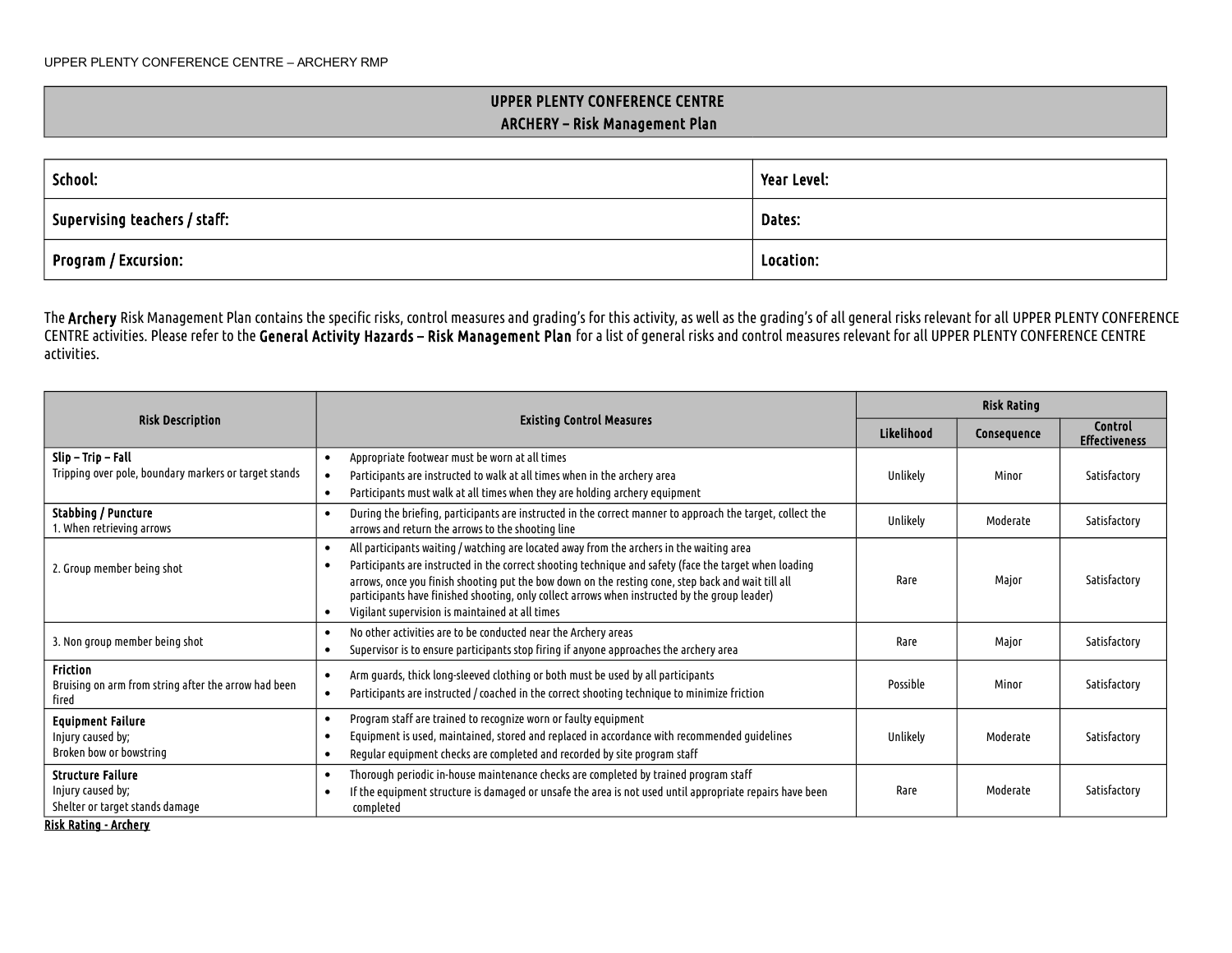# UPPER PLENTY CONFERENCE CENTRE
## ARCHERY – Risk Management Plan

| **School:** | **Year Level:** |
|---|---|
| **Supervising teachers / staff:** | **Dates:** |
| **Program / Excursion:** | **Location:** |

The **Archery** Risk Management Plan contains the specific risks, control measures and grading's for this activity, as well as the grading's of all general risks relevant for all UPPER PLENTY CONFERENCE CENTRE activities. Please refer to the **General Activity Hazards – Risk Management Plan** for a list of general risks and control measures relevant for all UPPER PLENTY CONFERENCE CENTRE activities.

| Risk Description | Existing Control Measures | Risk Rating | | |
|---|---|---|---|---|
| | | Likelihood | Consequence | Control Effectiveness |
| **Slip – Trip – Fall**<br>Tripping over pole, boundary markers or target stands | • Appropriate footwear must be worn at all times<br>• Participants are instructed to walk at all times when in the archery area<br>• Participants must walk at all times when they are holding archery equipment | Unlikely | Minor | Satisfactory |
| **Stabbing / Puncture**<br>1. When retrieving arrows | • During the briefing, participants are instructed in the correct manner to approach the target, collect the arrows and return the arrows to the shooting line | Unlikely | Moderate | Satisfactory |
| 2. Group member being shot | • All participants waiting / watching are located away from the archers in the waiting area<br>• Participants are instructed in the correct shooting technique and safety (face the target when loading arrows, once you finish shooting put the bow down on the resting cone, step back and wait till all participants have finished shooting, only collect arrows when instructed by the group leader)<br>• Vigilant supervision is maintained at all times | Rare | Major | Satisfactory |
| 3. Non group member being shot | • No other activities are to be conducted near the Archery areas<br>• Supervisor is to ensure participants stop firing if anyone approaches the archery area | Rare | Major | Satisfactory |
| **Friction**<br>Bruising on arm from string after the arrow had been fired | • Arm guards, thick long-sleeved clothing or both must be used by all participants<br>• Participants are instructed / coached in the correct shooting technique to minimize friction | Possible | Minor | Satisfactory |
| **Equipment Failure**<br>Injury caused by;<br>Broken bow or bowstring | • Program staff are trained to recognize worn or faulty equipment<br>• Equipment is used, maintained, stored and replaced in accordance with recommended guidelines<br>• Regular equipment checks are completed and recorded by site program staff | Unlikely | Moderate | Satisfactory |
| **Structure Failure**<br>Injury caused by;<br>Shelter or target stands damage | • Thorough periodic in-house maintenance checks are completed by trained program staff<br>• If the equipment structure is damaged or unsafe the area is not used until appropriate repairs have been completed | Rare | Moderate | Satisfactory |

**Risk Rating - Archery**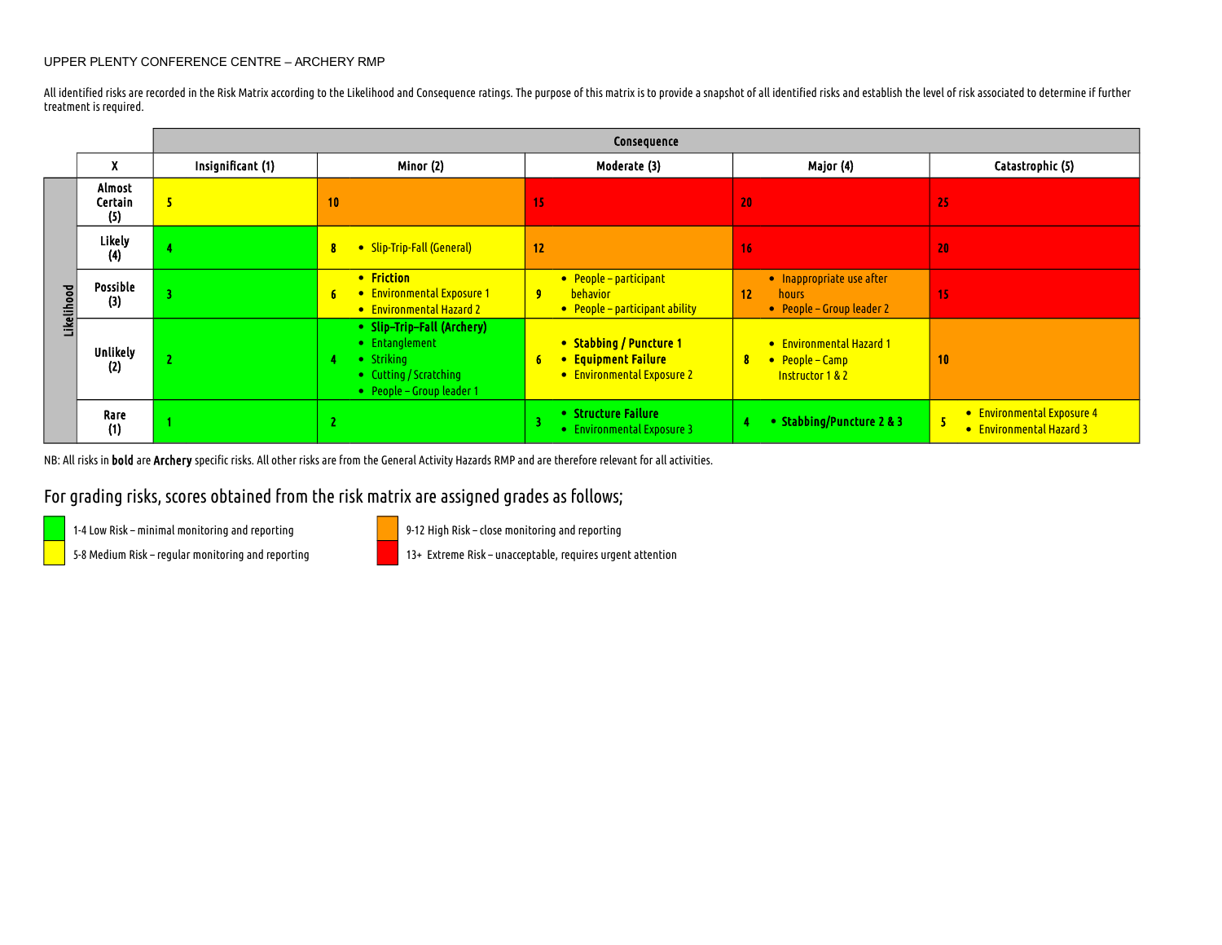UPPER PLENTY CONFERENCE CENTRE – ARCHERY RMP

All identified risks are recorded in the Risk Matrix according to the Likelihood and Consequence ratings. The purpose of this matrix is to provide a snapshot of all identified risks and establish the level of risk associated to determine if further treatment is required.

| | | Consequence | | | | |
|---|---|---|---|---|---|---|
| | **X** | **Insignificant (1)** | **Minor (2)** | **Moderate (3)** | **Major (4)** | **Catastrophic (5)** |
| Likelihood | **Almost Certain (5)** | 5 | 10 | 15 | 20 | 25 |
| | **Likely (4)** | 4 | 8 • Slip-Trip-Fall (General) | 12 | 16 | 20 |
| | **Possible (3)** | 3 | 6 • **Friction** • Environmental Exposure 1 • Environmental Hazard 2 | 9 • People – participant behavior • People – participant ability | 12 • Inappropriate use after hours • People – Group leader 2 | 15 |
| | **Unlikely (2)** | 2 | 4 • **Slip-Trip-Fall (Archery)** • Entanglement • Striking • Cutting / Scratching • People – Group leader 1 | 6 • **Stabbing / Puncture 1** • **Equipment Failure** • Environmental Exposure 2 | 8 • Environmental Hazard 1 • People – Camp Instructor 1 & 2 | 10 |
| | **Rare (1)** | 1 | 2 | 3 • **Structure Failure** • Environmental Exposure 3 | 4 • **Stabbing/Puncture 2 & 3** | 5 • Environmental Exposure 4 • Environmental Hazard 3 |

NB: All risks in **bold** are **Archery** specific risks. All other risks are from the General Activity Hazards RMP and are therefore relevant for all activities.

## For grading risks, scores obtained from the risk matrix are assigned grades as follows;

- 1-4 Low Risk – minimal monitoring and reporting
- 5-8 Medium Risk – regular monitoring and reporting
- 9-12 High Risk – close monitoring and reporting
- 13+ Extreme Risk – unacceptable, requires urgent attention